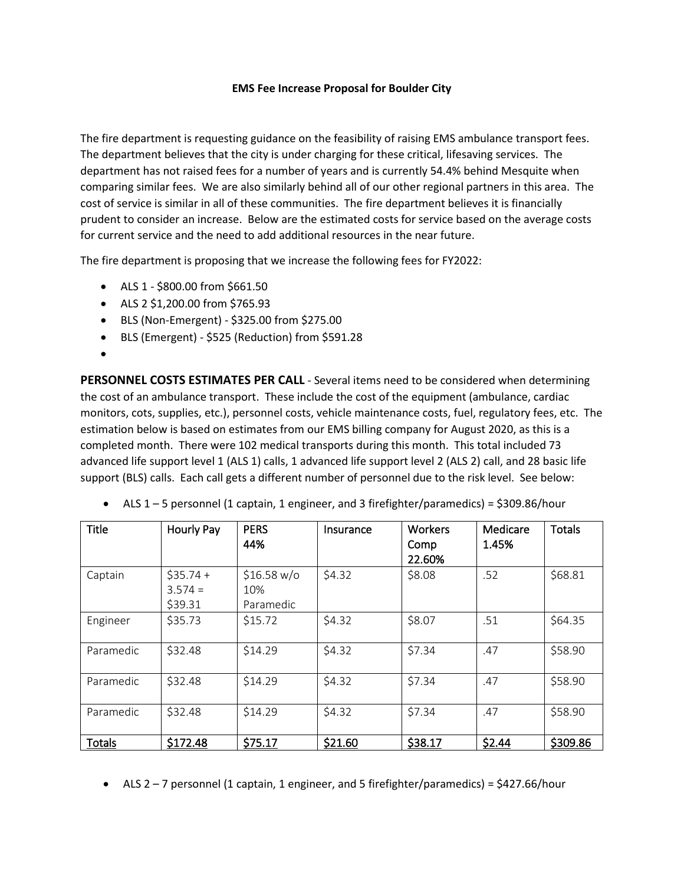**EMS Fee Increase Proposal for Boulder City**

The fire department is requesting guidance on the feasibility of raising EMS ambulance transport fees. The department believes that the city is under charging for these critical, lifesaving services. The department has not raised fees for a number of years and is currently 54.4% behind Mesquite when comparing similar fees. We are also similarly behind all of our other regional partners in this area. The cost of service is similar in all of these communities. The fire department believes it is financially prudent to consider an increase. Below are the estimated costs for service based on the average costs for current service and the need to add additional resources in the near future.

The fire department is proposing that we increase the following fees for FY2022:

- ALS 1 - $800.00 from $661.50
- ALS 2 $1,200.00 from $765.93
- BLS (Non-Emergent) - $325.00 from $275.00
- BLS (Emergent) - $525 (Reduction) from $591.28
-

**PERSONNEL COSTS ESTIMATES PER CALL** - Several items need to be considered when determining the cost of an ambulance transport. These include the cost of the equipment (ambulance, cardiac monitors, cots, supplies, etc.), personnel costs, vehicle maintenance costs, fuel, regulatory fees, etc. The estimation below is based on estimates from our EMS billing company for August 2020, as this is a completed month. There were 102 medical transports during this month. This total included 73 advanced life support level 1 (ALS 1) calls, 1 advanced life support level 2 (ALS 2) call, and 28 basic life support (BLS) calls. Each call gets a different number of personnel due to the risk level. See below:

- ALS 1 – 5 personnel (1 captain, 1 engineer, and 3 firefighter/paramedics) = $309.86/hour

| Title | Hourly Pay | PERS 44% | Insurance | Workers Comp 22.60% | Medicare 1.45% | Totals |
|---|---|---|---|---|---|---|
| Captain | $35.74 + 3.574 = $39.31 | $16.58 w/o 10% Paramedic | $4.32 | $8.08 | .52 | $68.81 |
| Engineer | $35.73 | $15.72 | $4.32 | $8.07 | .51 | $64.35 |
| Paramedic | $32.48 | $14.29 | $4.32 | $7.34 | .47 | $58.90 |
| Paramedic | $32.48 | $14.29 | $4.32 | $7.34 | .47 | $58.90 |
| Paramedic | $32.48 | $14.29 | $4.32 | $7.34 | .47 | $58.90 |
| <u>Totals</u> | <u>$172.48</u> | <u>$75.17</u> | <u>$21.60</u> | <u>$38.17</u> | <u>$2.44</u> | <u>$309.86</u> |

- ALS 2 – 7 personnel (1 captain, 1 engineer, and 5 firefighter/paramedics) = $427.66/hour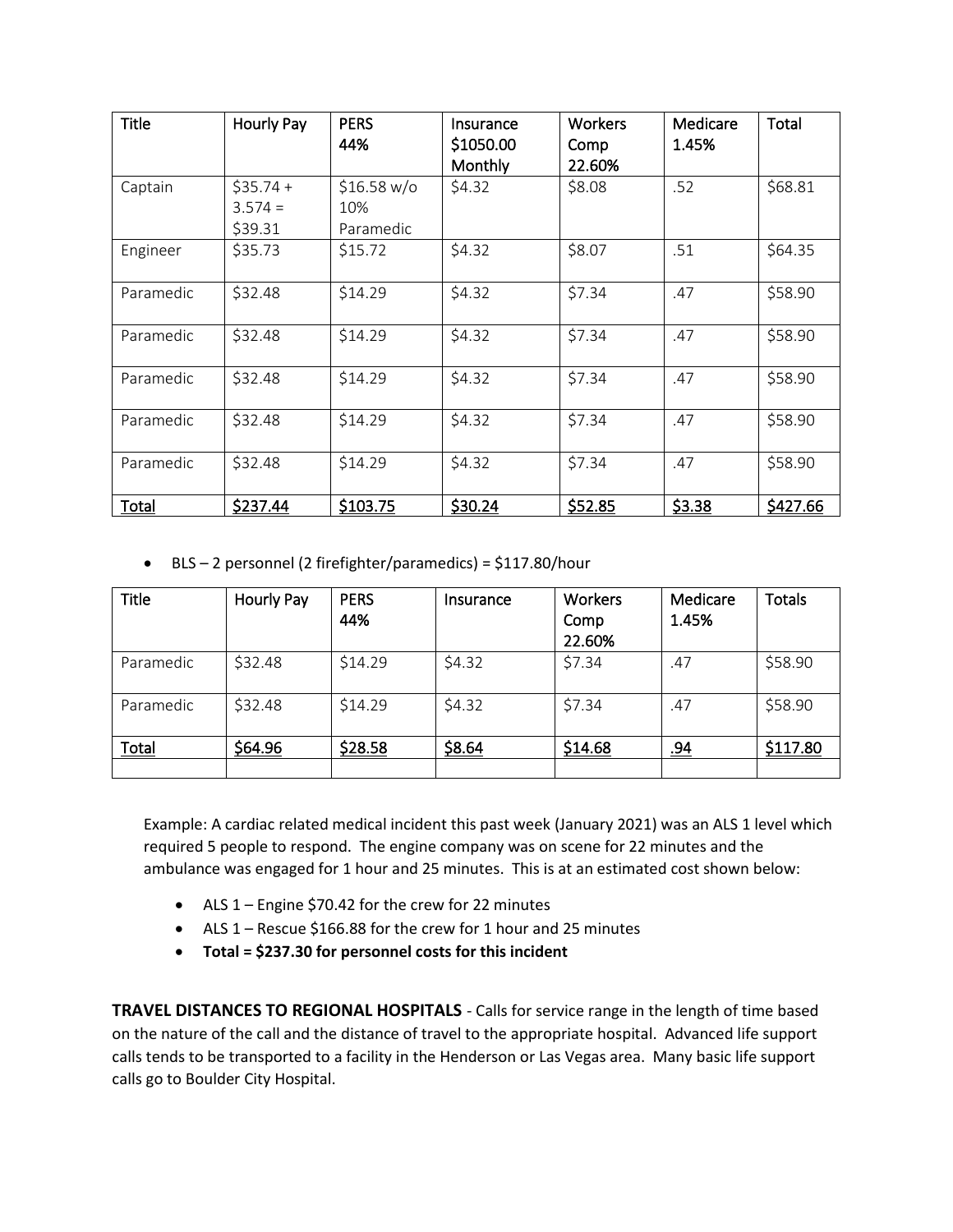| Title | Hourly Pay | PERS 44% | Insurance $1050.00 Monthly | Workers Comp 22.60% | Medicare 1.45% | Total |
|---|---|---|---|---|---|---|
| Captain | $35.74 + 3.574 = $39.31 | $16.58 w/o 10% Paramedic | $4.32 | $8.08 | .52 | $68.81 |
| Engineer | $35.73 | $15.72 | $4.32 | $8.07 | .51 | $64.35 |
| Paramedic | $32.48 | $14.29 | $4.32 | $7.34 | .47 | $58.90 |
| Paramedic | $32.48 | $14.29 | $4.32 | $7.34 | .47 | $58.90 |
| Paramedic | $32.48 | $14.29 | $4.32 | $7.34 | .47 | $58.90 |
| Paramedic | $32.48 | $14.29 | $4.32 | $7.34 | .47 | $58.90 |
| Paramedic | $32.48 | $14.29 | $4.32 | $7.34 | .47 | $58.90 |
| Total | $237.44 | $103.75 | $30.24 | $52.85 | $3.38 | $427.66 |

- BLS – 2 personnel (2 firefighter/paramedics) = $117.80/hour

| Title | Hourly Pay | PERS 44% | Insurance | Workers Comp 22.60% | Medicare 1.45% | Totals |
|---|---|---|---|---|---|---|
| Paramedic | $32.48 | $14.29 | $4.32 | $7.34 | .47 | $58.90 |
| Paramedic | $32.48 | $14.29 | $4.32 | $7.34 | .47 | $58.90 |
| Total | $64.96 | $28.58 | $8.64 | $14.68 | .94 | $117.80 |
| | | | | | | |

Example: A cardiac related medical incident this past week (January 2021) was an ALS 1 level which required 5 people to respond. The engine company was on scene for 22 minutes and the ambulance was engaged for 1 hour and 25 minutes. This is at an estimated cost shown below:

- ALS 1 – Engine $70.42 for the crew for 22 minutes
- ALS 1 – Rescue $166.88 for the crew for 1 hour and 25 minutes
- **Total = $237.30 for personnel costs for this incident**

**TRAVEL DISTANCES TO REGIONAL HOSPITALS** - Calls for service range in the length of time based on the nature of the call and the distance of travel to the appropriate hospital. Advanced life support calls tends to be transported to a facility in the Henderson or Las Vegas area. Many basic life support calls go to Boulder City Hospital.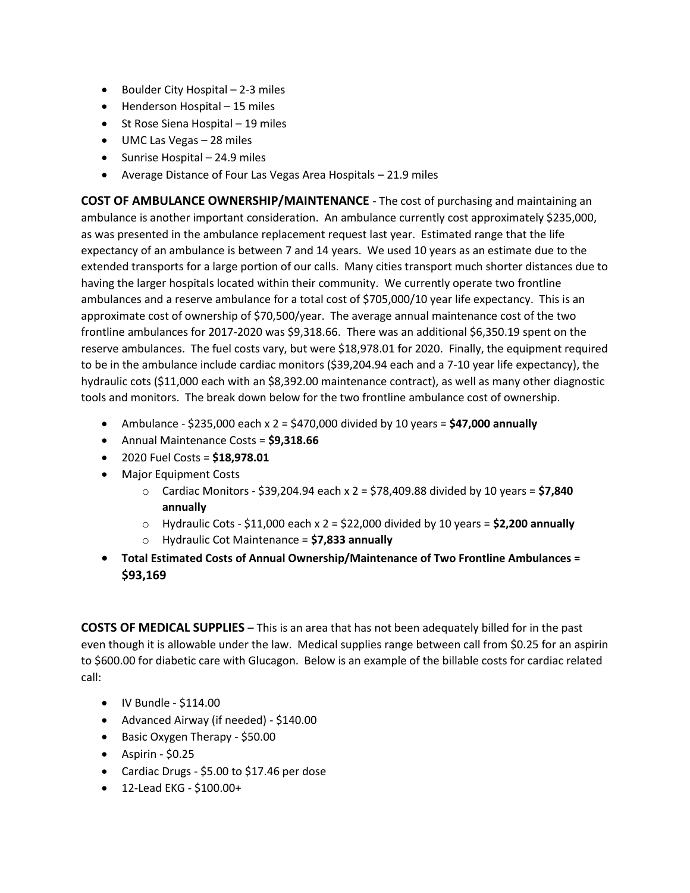- Boulder City Hospital – 2-3 miles
- Henderson Hospital – 15 miles
- St Rose Siena Hospital – 19 miles
- UMC Las Vegas – 28 miles
- Sunrise Hospital – 24.9 miles
- Average Distance of Four Las Vegas Area Hospitals – 21.9 miles

**COST OF AMBULANCE OWNERSHIP/MAINTENANCE** - The cost of purchasing and maintaining an ambulance is another important consideration. An ambulance currently cost approximately $235,000, as was presented in the ambulance replacement request last year. Estimated range that the life expectancy of an ambulance is between 7 and 14 years. We used 10 years as an estimate due to the extended transports for a large portion of our calls. Many cities transport much shorter distances due to having the larger hospitals located within their community. We currently operate two frontline ambulances and a reserve ambulance for a total cost of $705,000/10 year life expectancy. This is an approximate cost of ownership of $70,500/year. The average annual maintenance cost of the two frontline ambulances for 2017-2020 was $9,318.66. There was an additional $6,350.19 spent on the reserve ambulances. The fuel costs vary, but were $18,978.01 for 2020. Finally, the equipment required to be in the ambulance include cardiac monitors ($39,204.94 each and a 7-10 year life expectancy), the hydraulic cots ($11,000 each with an $8,392.00 maintenance contract), as well as many other diagnostic tools and monitors. The break down below for the two frontline ambulance cost of ownership.

- Ambulance - $235,000 each x 2 = $470,000 divided by 10 years = **$47,000 annually**
- Annual Maintenance Costs = **$9,318.66**
- 2020 Fuel Costs = **$18,978.01**
- Major Equipment Costs
  - Cardiac Monitors - $39,204.94 each x 2 = $78,409.88 divided by 10 years = **$7,840 annually**
  - Hydraulic Cots - $11,000 each x 2 = $22,000 divided by 10 years = **$2,200 annually**
  - Hydraulic Cot Maintenance = **$7,833 annually**
- **Total Estimated Costs of Annual Ownership/Maintenance of Two Frontline Ambulances = $93,169**

**COSTS OF MEDICAL SUPPLIES** – This is an area that has not been adequately billed for in the past even though it is allowable under the law. Medical supplies range between call from $0.25 for an aspirin to $600.00 for diabetic care with Glucagon. Below is an example of the billable costs for cardiac related call:

- IV Bundle - $114.00
- Advanced Airway (if needed) - $140.00
- Basic Oxygen Therapy - $50.00
- Aspirin - $0.25
- Cardiac Drugs - $5.00 to $17.46 per dose
- 12-Lead EKG - $100.00+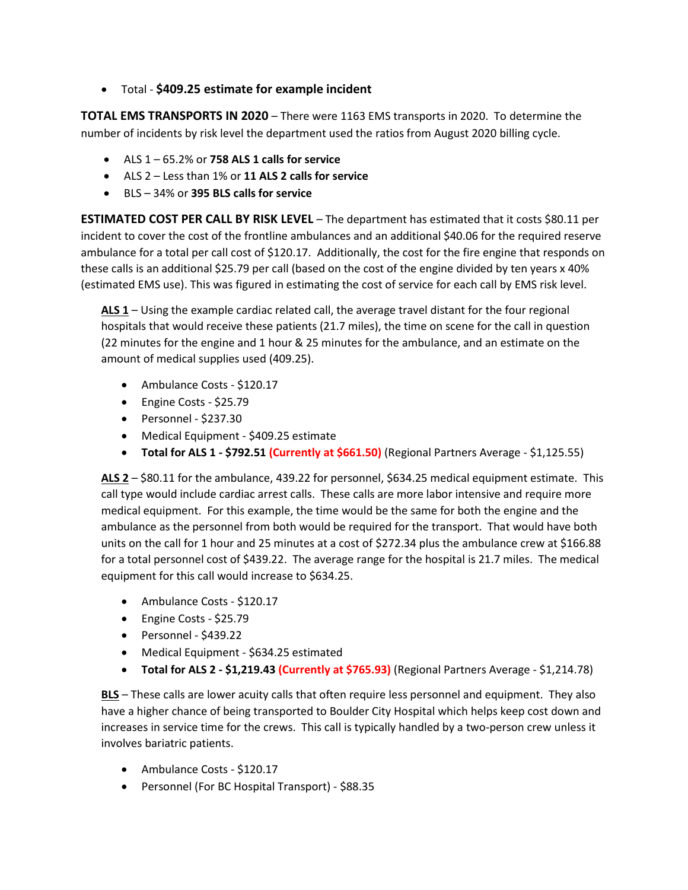- Total - **$409.25 estimate for example incident**

**TOTAL EMS TRANSPORTS IN 2020** – There were 1163 EMS transports in 2020. To determine the number of incidents by risk level the department used the ratios from August 2020 billing cycle.

- ALS 1 – 65.2% or **758 ALS 1 calls for service**
- ALS 2 – Less than 1% or **11 ALS 2 calls for service**
- BLS – 34% or **395 BLS calls for service**

**ESTIMATED COST PER CALL BY RISK LEVEL** – The department has estimated that it costs $80.11 per incident to cover the cost of the frontline ambulances and an additional $40.06 for the required reserve ambulance for a total per call cost of $120.17. Additionally, the cost for the fire engine that responds on these calls is an additional $25.79 per call (based on the cost of the engine divided by ten years x 40% (estimated EMS use). This was figured in estimating the cost of service for each call by EMS risk level.

**ALS 1** – Using the example cardiac related call, the average travel distant for the four regional hospitals that would receive these patients (21.7 miles), the time on scene for the call in question (22 minutes for the engine and 1 hour & 25 minutes for the ambulance, and an estimate on the amount of medical supplies used (409.25).

- Ambulance Costs - $120.17
- Engine Costs - $25.79
- Personnel - $237.30
- Medical Equipment - $409.25 estimate
- **Total for ALS 1 - $792.51 (Currently at $661.50)** (Regional Partners Average - $1,125.55)

**ALS 2** – $80.11 for the ambulance, 439.22 for personnel, $634.25 medical equipment estimate. This call type would include cardiac arrest calls. These calls are more labor intensive and require more medical equipment. For this example, the time would be the same for both the engine and the ambulance as the personnel from both would be required for the transport. That would have both units on the call for 1 hour and 25 minutes at a cost of $272.34 plus the ambulance crew at $166.88 for a total personnel cost of $439.22. The average range for the hospital is 21.7 miles. The medical equipment for this call would increase to $634.25.

- Ambulance Costs - $120.17
- Engine Costs - $25.79
- Personnel - $439.22
- Medical Equipment - $634.25 estimated
- **Total for ALS 2 - $1,219.43 (Currently at $765.93)** (Regional Partners Average - $1,214.78)

**BLS** – These calls are lower acuity calls that often require less personnel and equipment. They also have a higher chance of being transported to Boulder City Hospital which helps keep cost down and increases in service time for the crews. This call is typically handled by a two-person crew unless it involves bariatric patients.

- Ambulance Costs - $120.17
- Personnel (For BC Hospital Transport) - $88.35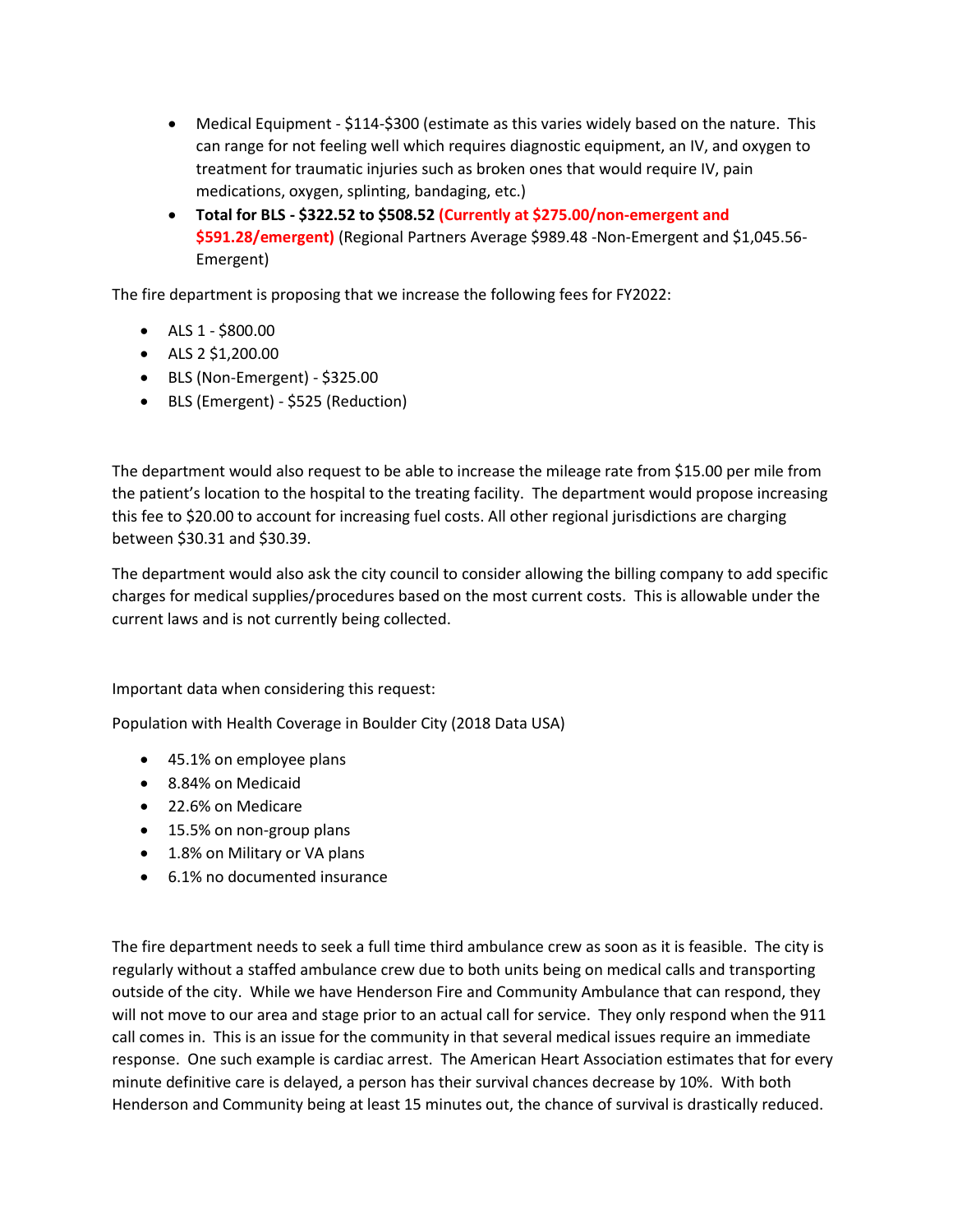- Medical Equipment - $114-$300 (estimate as this varies widely based on the nature. This can range for not feeling well which requires diagnostic equipment, an IV, and oxygen to treatment for traumatic injuries such as broken ones that would require IV, pain medications, oxygen, splinting, bandaging, etc.)
- **Total for BLS - $322.52 to $508.52 (Currently at $275.00/non-emergent and $591.28/emergent)** (Regional Partners Average $989.48 -Non-Emergent and $1,045.56-Emergent)

The fire department is proposing that we increase the following fees for FY2022:

- ALS 1 - $800.00
- ALS 2 $1,200.00
- BLS (Non-Emergent) - $325.00
- BLS (Emergent) - $525 (Reduction)

The department would also request to be able to increase the mileage rate from $15.00 per mile from the patient's location to the hospital to the treating facility. The department would propose increasing this fee to $20.00 to account for increasing fuel costs. All other regional jurisdictions are charging between $30.31 and $30.39.

The department would also ask the city council to consider allowing the billing company to add specific charges for medical supplies/procedures based on the most current costs. This is allowable under the current laws and is not currently being collected.

Important data when considering this request:

Population with Health Coverage in Boulder City (2018 Data USA)

- 45.1% on employee plans
- 8.84% on Medicaid
- 22.6% on Medicare
- 15.5% on non-group plans
- 1.8% on Military or VA plans
- 6.1% no documented insurance

The fire department needs to seek a full time third ambulance crew as soon as it is feasible. The city is regularly without a staffed ambulance crew due to both units being on medical calls and transporting outside of the city. While we have Henderson Fire and Community Ambulance that can respond, they will not move to our area and stage prior to an actual call for service. They only respond when the 911 call comes in. This is an issue for the community in that several medical issues require an immediate response. One such example is cardiac arrest. The American Heart Association estimates that for every minute definitive care is delayed, a person has their survival chances decrease by 10%. With both Henderson and Community being at least 15 minutes out, the chance of survival is drastically reduced.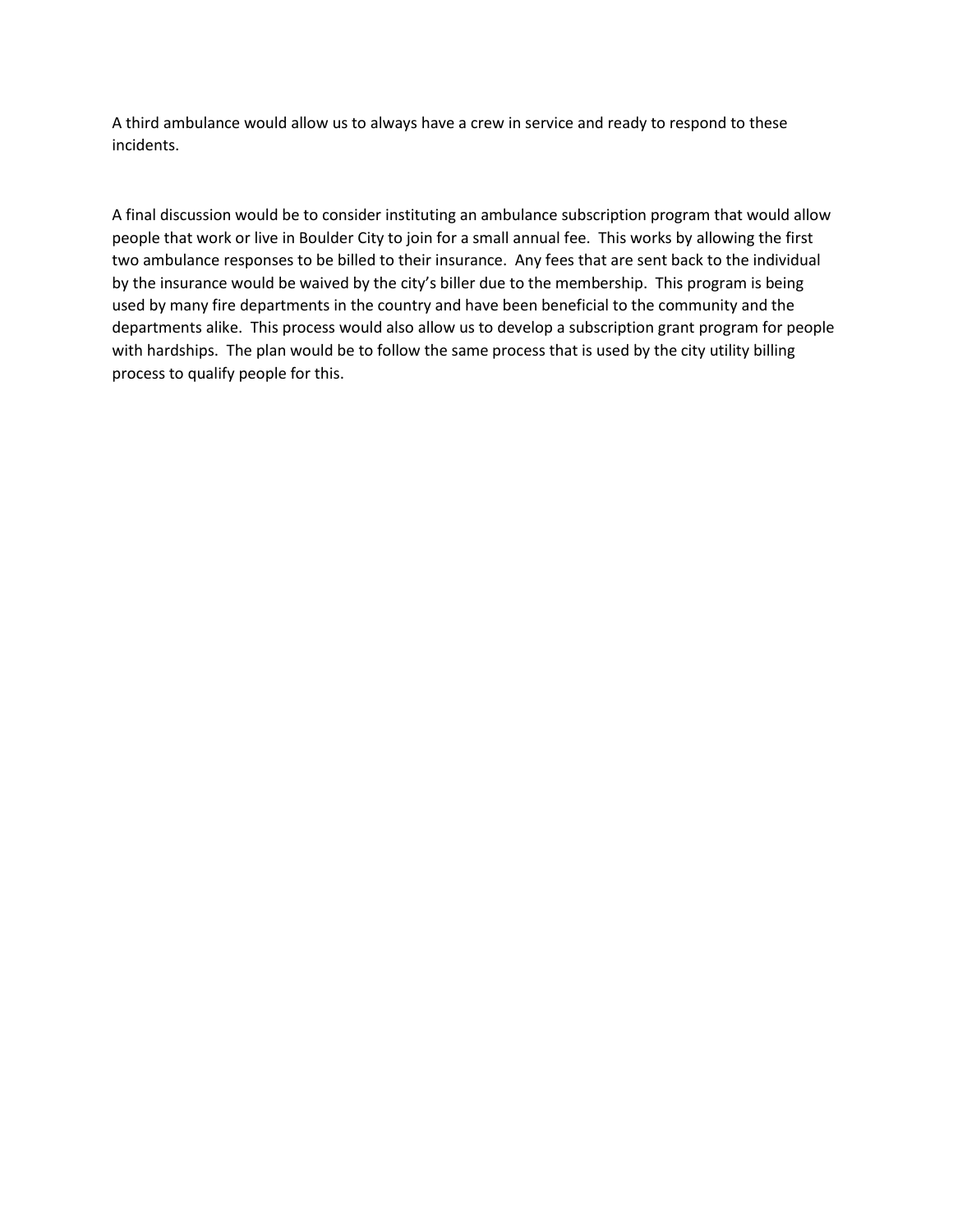A third ambulance would allow us to always have a crew in service and ready to respond to these incidents.

A final discussion would be to consider instituting an ambulance subscription program that would allow people that work or live in Boulder City to join for a small annual fee. This works by allowing the first two ambulance responses to be billed to their insurance. Any fees that are sent back to the individual by the insurance would be waived by the city's biller due to the membership. This program is being used by many fire departments in the country and have been beneficial to the community and the departments alike. This process would also allow us to develop a subscription grant program for people with hardships. The plan would be to follow the same process that is used by the city utility billing process to qualify people for this.